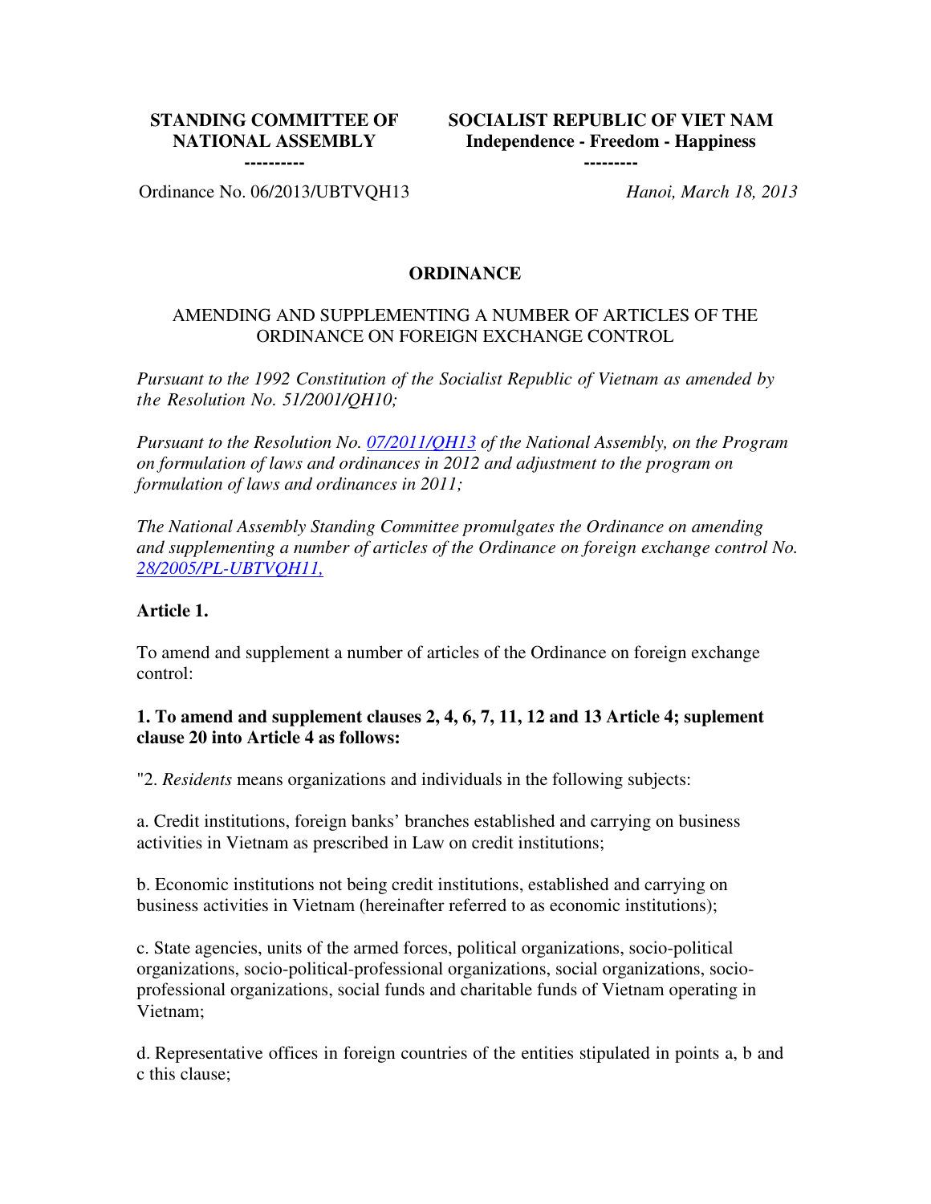| STANDING COMMITTEE OF NATIONAL ASSEMBLY | SOCIALIST REPUBLIC OF VIET NAM |
|---|---|
| ---------- | Independence - Freedom - Happiness |
| | --------- |
| Ordinance No. 06/2013/UBTVQH13 | *Hanoi, March 18, 2013* |

## ORDINANCE

AMENDING AND SUPPLEMENTING A NUMBER OF ARTICLES OF THE ORDINANCE ON FOREIGN EXCHANGE CONTROL

*Pursuant to the 1992 Constitution of the Socialist Republic of Vietnam as amended by the Resolution No. 51/2001/QH10;*

*Pursuant to the Resolution No. 07/2011/QH13 of the National Assembly, on the Program on formulation of laws and ordinances in 2012 and adjustment to the program on formulation of laws and ordinances in 2011;*

*The National Assembly Standing Committee promulgates the Ordinance on amending and supplementing a number of articles of the Ordinance on foreign exchange control No. 28/2005/PL-UBTVQH11,*

**Article 1.**

To amend and supplement a number of articles of the Ordinance on foreign exchange control:

**1. To amend and supplement clauses 2, 4, 6, 7, 11, 12 and 13 Article 4; suplement clause 20 into Article 4 as follows:**

"2. *Residents* means organizations and individuals in the following subjects:

a. Credit institutions, foreign banks' branches established and carrying on business activities in Vietnam as prescribed in Law on credit institutions;

b. Economic institutions not being credit institutions, established and carrying on business activities in Vietnam (hereinafter referred to as economic institutions);

c. State agencies, units of the armed forces, political organizations, socio-political organizations, socio-political-professional organizations, social organizations, socio-professional organizations, social funds and charitable funds of Vietnam operating in Vietnam;

d. Representative offices in foreign countries of the entities stipulated in points a, b and c this clause;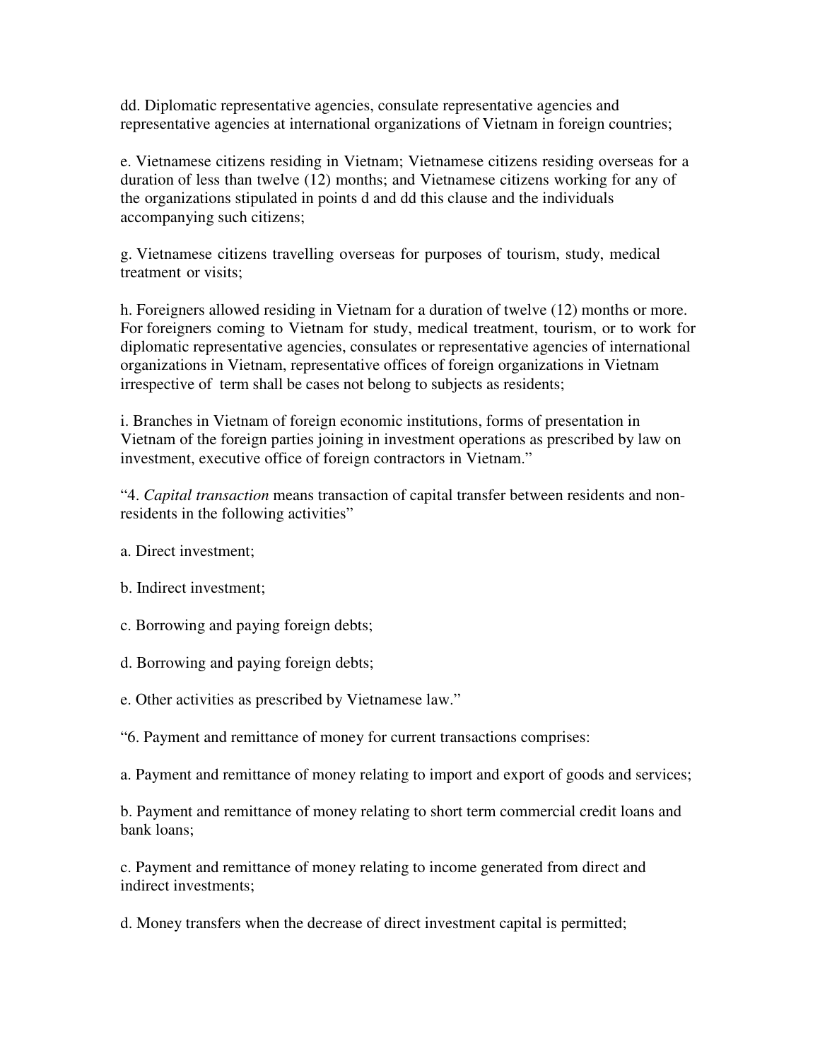dd. Diplomatic representative agencies, consulate representative agencies and representative agencies at international organizations of Vietnam in foreign countries;

e. Vietnamese citizens residing in Vietnam; Vietnamese citizens residing overseas for a duration of less than twelve (12) months; and Vietnamese citizens working for any of the organizations stipulated in points d and dd this clause and the individuals accompanying such citizens;

g. Vietnamese citizens travelling overseas for purposes of tourism, study, medical treatment or visits;

h. Foreigners allowed residing in Vietnam for a duration of twelve (12) months or more. For foreigners coming to Vietnam for study, medical treatment, tourism, or to work for diplomatic representative agencies, consulates or representative agencies of international organizations in Vietnam, representative offices of foreign organizations in Vietnam irrespective of term shall be cases not belong to subjects as residents;

i. Branches in Vietnam of foreign economic institutions, forms of presentation in Vietnam of the foreign parties joining in investment operations as prescribed by law on investment, executive office of foreign contractors in Vietnam."

"4. *Capital transaction* means transaction of capital transfer between residents and non-residents in the following activities"

a. Direct investment;

b. Indirect investment;

c. Borrowing and paying foreign debts;

d. Borrowing and paying foreign debts;

e. Other activities as prescribed by Vietnamese law."

"6. Payment and remittance of money for current transactions comprises:

a. Payment and remittance of money relating to import and export of goods and services;

b. Payment and remittance of money relating to short term commercial credit loans and bank loans;

c. Payment and remittance of money relating to income generated from direct and indirect investments;

d. Money transfers when the decrease of direct investment capital is permitted;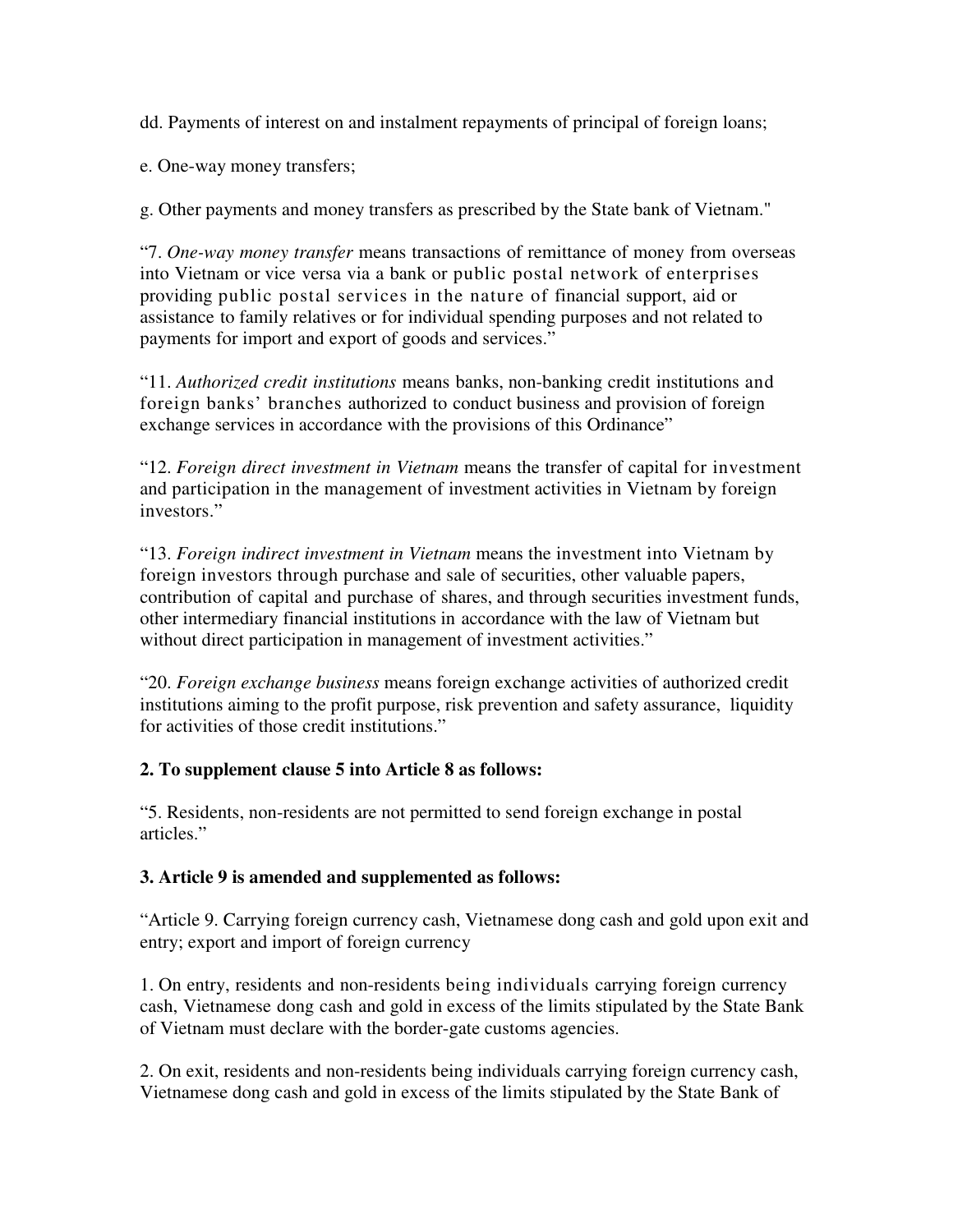dd. Payments of interest on and instalment repayments of principal of foreign loans;

e. One-way money transfers;

g. Other payments and money transfers as prescribed by the State bank of Vietnam."

"7. *One-way money transfer* means transactions of remittance of money from overseas into Vietnam or vice versa via a bank or public postal network of enterprises providing public postal services in the nature of financial support, aid or assistance to family relatives or for individual spending purposes and not related to payments for import and export of goods and services."

"11. *Authorized credit institutions* means banks, non-banking credit institutions and foreign banks' branches authorized to conduct business and provision of foreign exchange services in accordance with the provisions of this Ordinance"

"12. *Foreign direct investment in Vietnam* means the transfer of capital for investment and participation in the management of investment activities in Vietnam by foreign investors."

"13. *Foreign indirect investment in Vietnam* means the investment into Vietnam by foreign investors through purchase and sale of securities, other valuable papers, contribution of capital and purchase of shares, and through securities investment funds, other intermediary financial institutions in accordance with the law of Vietnam but without direct participation in management of investment activities."

"20. *Foreign exchange business* means foreign exchange activities of authorized credit institutions aiming to the profit purpose, risk prevention and safety assurance, liquidity for activities of those credit institutions."

**2. To supplement clause 5 into Article 8 as follows:**

"5. Residents, non-residents are not permitted to send foreign exchange in postal articles."

**3. Article 9 is amended and supplemented as follows:**

"Article 9. Carrying foreign currency cash, Vietnamese dong cash and gold upon exit and entry; export and import of foreign currency

1. On entry, residents and non-residents being individuals carrying foreign currency cash, Vietnamese dong cash and gold in excess of the limits stipulated by the State Bank of Vietnam must declare with the border-gate customs agencies.

2. On exit, residents and non-residents being individuals carrying foreign currency cash, Vietnamese dong cash and gold in excess of the limits stipulated by the State Bank of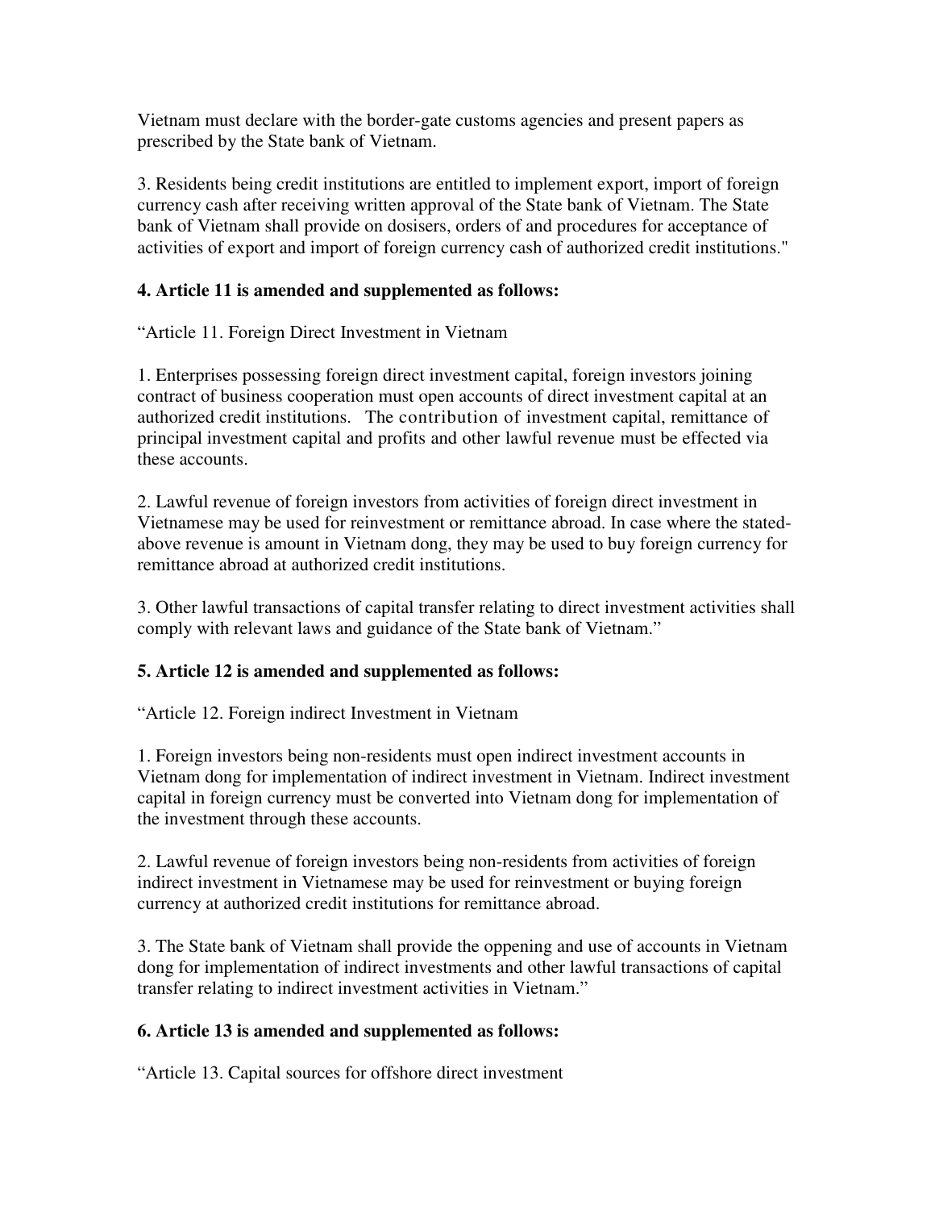Vietnam must declare with the border-gate customs agencies and present papers as prescribed by the State bank of Vietnam.

3. Residents being credit institutions are entitled to implement export, import of foreign currency cash after receiving written approval of the State bank of Vietnam. The State bank of Vietnam shall provide on dosisers, orders of and procedures for acceptance of activities of export and import of foreign currency cash of authorized credit institutions."

**4. Article 11 is amended and supplemented as follows:**

"Article 11. Foreign Direct Investment in Vietnam

1. Enterprises possessing foreign direct investment capital, foreign investors joining contract of business cooperation must open accounts of direct investment capital at an authorized credit institutions. The contribution of investment capital, remittance of principal investment capital and profits and other lawful revenue must be effected via these accounts.

2. Lawful revenue of foreign investors from activities of foreign direct investment in Vietnamese may be used for reinvestment or remittance abroad. In case where the stated-above revenue is amount in Vietnam dong, they may be used to buy foreign currency for remittance abroad at authorized credit institutions.

3. Other lawful transactions of capital transfer relating to direct investment activities shall comply with relevant laws and guidance of the State bank of Vietnam."

**5. Article 12 is amended and supplemented as follows:**

"Article 12. Foreign indirect Investment in Vietnam

1. Foreign investors being non-residents must open indirect investment accounts in Vietnam dong for implementation of indirect investment in Vietnam. Indirect investment capital in foreign currency must be converted into Vietnam dong for implementation of the investment through these accounts.

2. Lawful revenue of foreign investors being non-residents from activities of foreign indirect investment in Vietnamese may be used for reinvestment or buying foreign currency at authorized credit institutions for remittance abroad.

3. The State bank of Vietnam shall provide the oppening and use of accounts in Vietnam dong for implementation of indirect investments and other lawful transactions of capital transfer relating to indirect investment activities in Vietnam."

**6. Article 13 is amended and supplemented as follows:**

"Article 13. Capital sources for offshore direct investment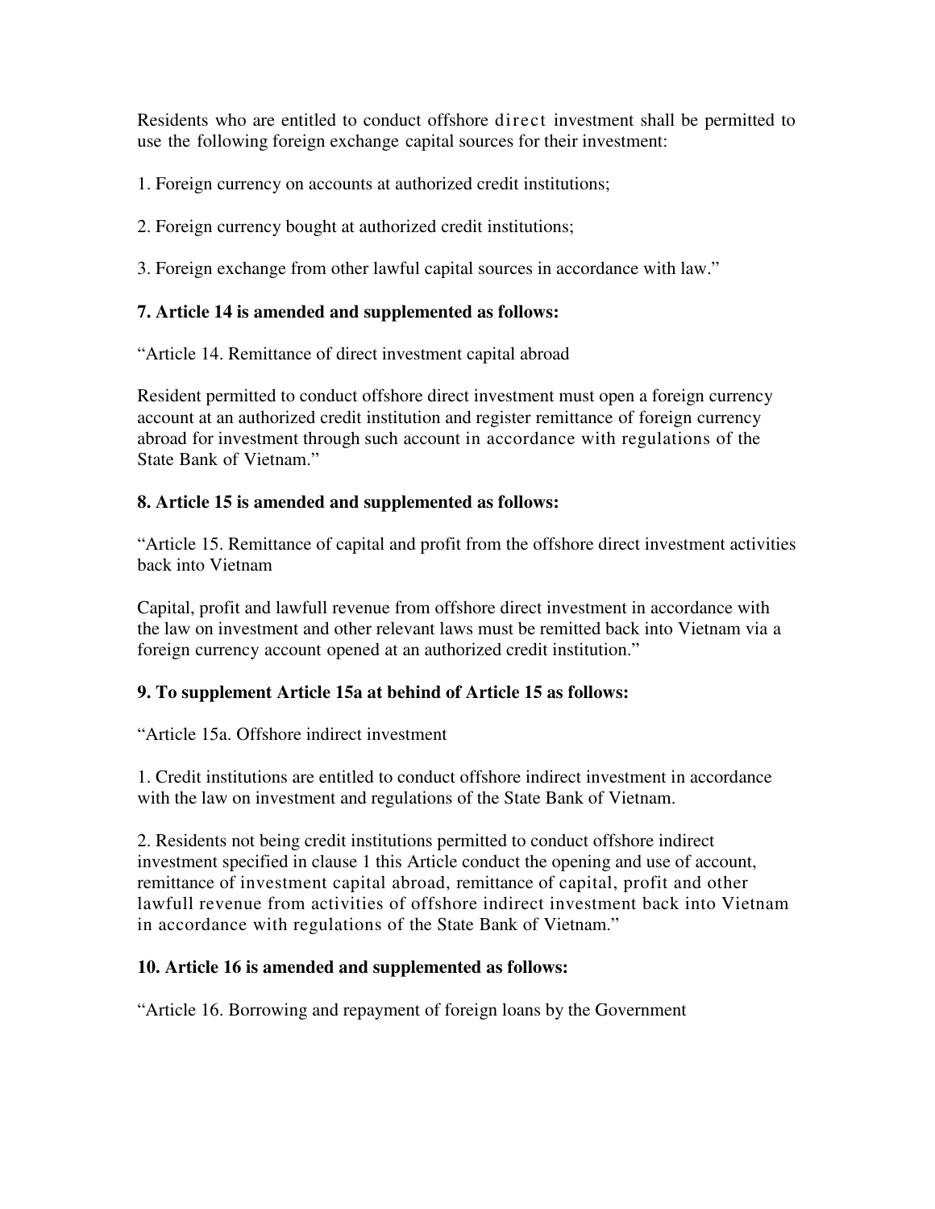Residents who are entitled to conduct offshore direct investment shall be permitted to use the following foreign exchange capital sources for their investment:

1. Foreign currency on accounts at authorized credit institutions;

2. Foreign currency bought at authorized credit institutions;

3. Foreign exchange from other lawful capital sources in accordance with law."

**7. Article 14 is amended and supplemented as follows:**

"Article 14. Remittance of direct investment capital abroad

Resident permitted to conduct offshore direct investment must open a foreign currency account at an authorized credit institution and register remittance of foreign currency abroad for investment through such account in accordance with regulations of the State Bank of Vietnam."

**8. Article 15 is amended and supplemented as follows:**

"Article 15. Remittance of capital and profit from the offshore direct investment activities back into Vietnam

Capital, profit and lawfull revenue from offshore direct investment in accordance with the law on investment and other relevant laws must be remitted back into Vietnam via a foreign currency account opened at an authorized credit institution."

**9. To supplement Article 15a at behind of Article 15 as follows:**

"Article 15a. Offshore indirect investment

1. Credit institutions are entitled to conduct offshore indirect investment in accordance with the law on investment and regulations of the State Bank of Vietnam.

2. Residents not being credit institutions permitted to conduct offshore indirect investment specified in clause 1 this Article conduct the opening and use of account, remittance of investment capital abroad, remittance of capital, profit and other lawfull revenue from activities of offshore indirect investment back into Vietnam in accordance with regulations of the State Bank of Vietnam."

**10. Article 16 is amended and supplemented as follows:**

"Article 16. Borrowing and repayment of foreign loans by the Government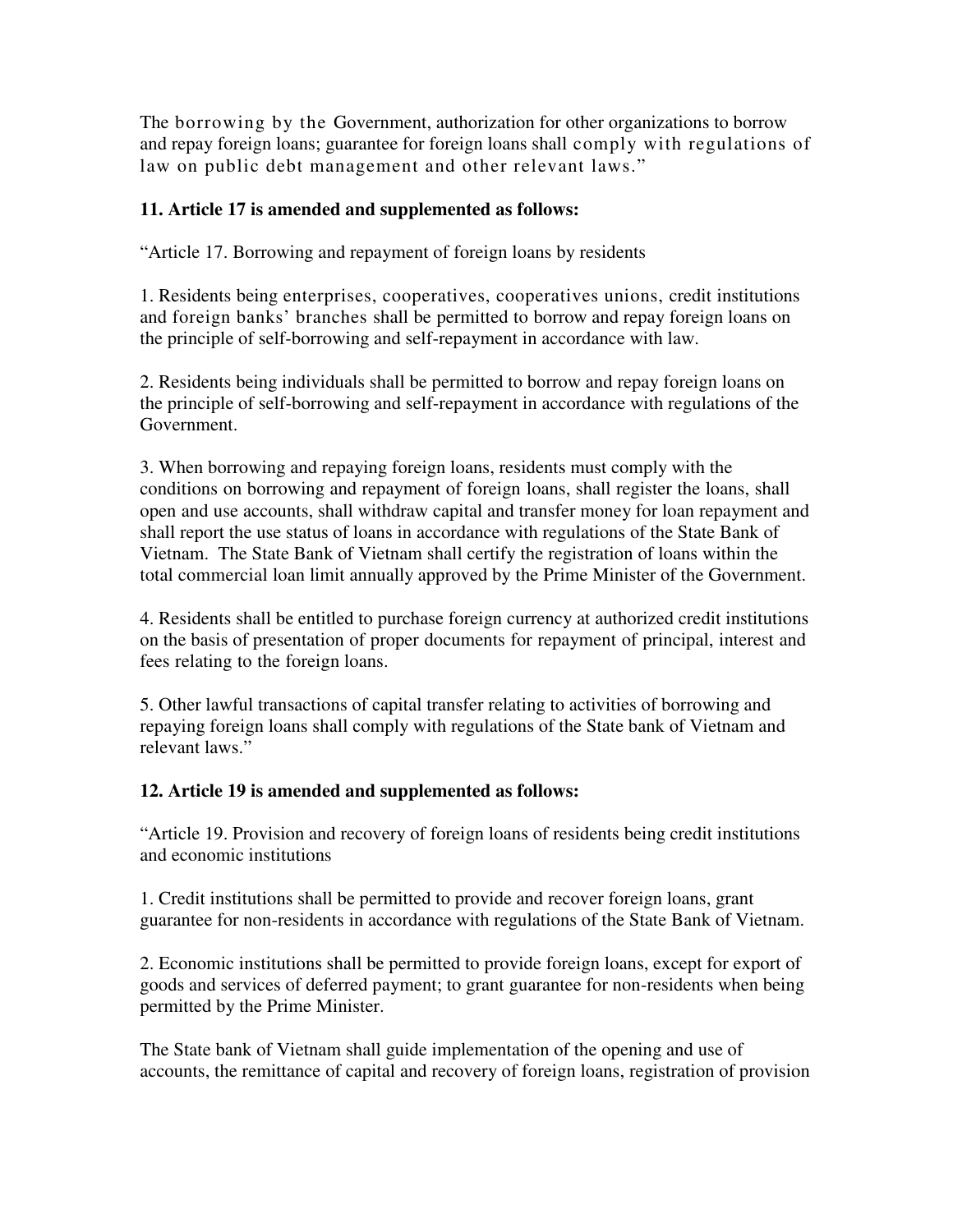The borrowing by the Government, authorization for other organizations to borrow and repay foreign loans; guarantee for foreign loans shall comply with regulations of law on public debt management and other relevant laws."

**11. Article 17 is amended and supplemented as follows:**

"Article 17. Borrowing and repayment of foreign loans by residents

1. Residents being enterprises, cooperatives, cooperatives unions, credit institutions and foreign banks' branches shall be permitted to borrow and repay foreign loans on the principle of self-borrowing and self-repayment in accordance with law.

2. Residents being individuals shall be permitted to borrow and repay foreign loans on the principle of self-borrowing and self-repayment in accordance with regulations of the Government.

3. When borrowing and repaying foreign loans, residents must comply with the conditions on borrowing and repayment of foreign loans, shall register the loans, shall open and use accounts, shall withdraw capital and transfer money for loan repayment and shall report the use status of loans in accordance with regulations of the State Bank of Vietnam. The State Bank of Vietnam shall certify the registration of loans within the total commercial loan limit annually approved by the Prime Minister of the Government.

4. Residents shall be entitled to purchase foreign currency at authorized credit institutions on the basis of presentation of proper documents for repayment of principal, interest and fees relating to the foreign loans.

5. Other lawful transactions of capital transfer relating to activities of borrowing and repaying foreign loans shall comply with regulations of the State bank of Vietnam and relevant laws."

**12. Article 19 is amended and supplemented as follows:**

"Article 19. Provision and recovery of foreign loans of residents being credit institutions and economic institutions

1. Credit institutions shall be permitted to provide and recover foreign loans, grant guarantee for non-residents in accordance with regulations of the State Bank of Vietnam.

2. Economic institutions shall be permitted to provide foreign loans, except for export of goods and services of deferred payment; to grant guarantee for non-residents when being permitted by the Prime Minister.

The State bank of Vietnam shall guide implementation of the opening and use of accounts, the remittance of capital and recovery of foreign loans, registration of provision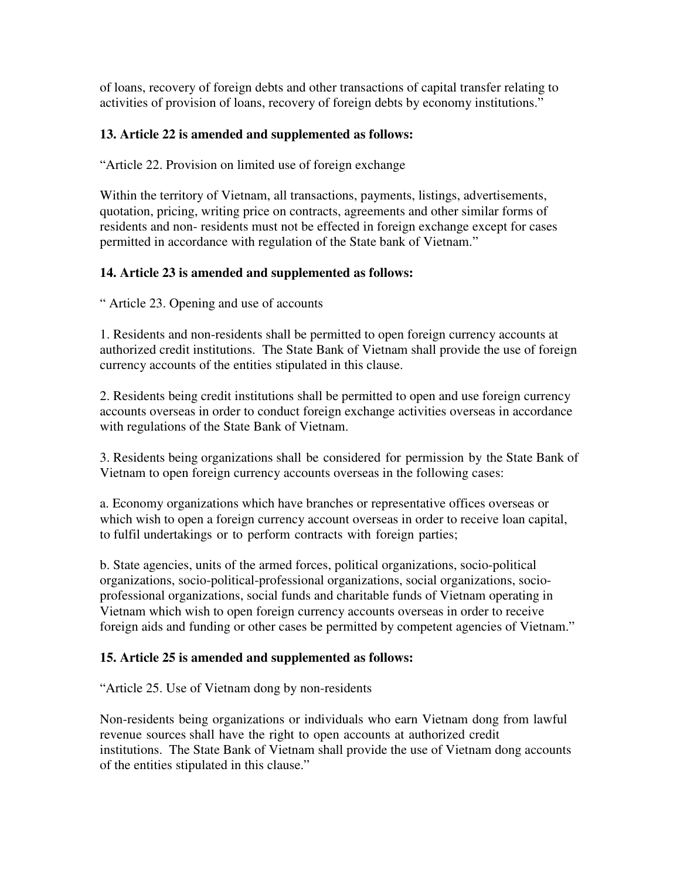of loans, recovery of foreign debts and other transactions of capital transfer relating to activities of provision of loans, recovery of foreign debts by economy institutions."

**13. Article 22 is amended and supplemented as follows:**

"Article 22. Provision on limited use of foreign exchange

Within the territory of Vietnam, all transactions, payments, listings, advertisements, quotation, pricing, writing price on contracts, agreements and other similar forms of residents and non- residents must not be effected in foreign exchange except for cases permitted in accordance with regulation of the State bank of Vietnam."

**14. Article 23 is amended and supplemented as follows:**

" Article 23. Opening and use of accounts

1. Residents and non-residents shall be permitted to open foreign currency accounts at authorized credit institutions. The State Bank of Vietnam shall provide the use of foreign currency accounts of the entities stipulated in this clause.

2. Residents being credit institutions shall be permitted to open and use foreign currency accounts overseas in order to conduct foreign exchange activities overseas in accordance with regulations of the State Bank of Vietnam.

3. Residents being organizations shall be considered for permission by the State Bank of Vietnam to open foreign currency accounts overseas in the following cases:

a. Economy organizations which have branches or representative offices overseas or which wish to open a foreign currency account overseas in order to receive loan capital, to fulfil undertakings or to perform contracts with foreign parties;

b. State agencies, units of the armed forces, political organizations, socio-political organizations, socio-political-professional organizations, social organizations, socio-professional organizations, social funds and charitable funds of Vietnam operating in Vietnam which wish to open foreign currency accounts overseas in order to receive foreign aids and funding or other cases be permitted by competent agencies of Vietnam."

**15. Article 25 is amended and supplemented as follows:**

"Article 25. Use of Vietnam dong by non-residents

Non-residents being organizations or individuals who earn Vietnam dong from lawful revenue sources shall have the right to open accounts at authorized credit institutions. The State Bank of Vietnam shall provide the use of Vietnam dong accounts of the entities stipulated in this clause."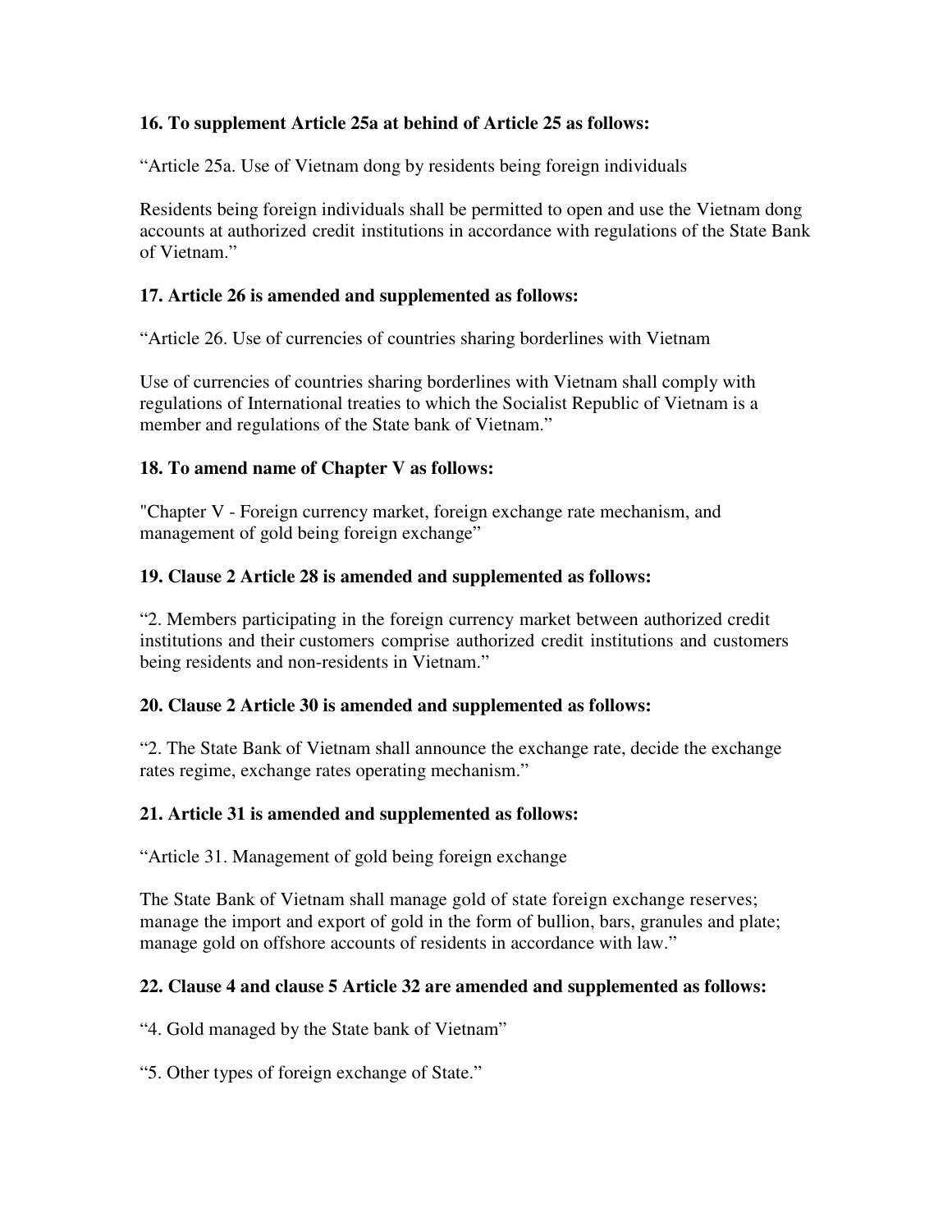**16. To supplement Article 25a at behind of Article 25 as follows:**

"Article 25a. Use of Vietnam dong by residents being foreign individuals

Residents being foreign individuals shall be permitted to open and use the Vietnam dong accounts at authorized credit institutions in accordance with regulations of the State Bank of Vietnam."

**17. Article 26 is amended and supplemented as follows:**

"Article 26. Use of currencies of countries sharing borderlines with Vietnam

Use of currencies of countries sharing borderlines with Vietnam shall comply with regulations of International treaties to which the Socialist Republic of Vietnam is a member and regulations of the State bank of Vietnam."

**18. To amend name of Chapter V as follows:**

"Chapter V - Foreign currency market, foreign exchange rate mechanism, and management of gold being foreign exchange"

**19. Clause 2 Article 28 is amended and supplemented as follows:**

"2. Members participating in the foreign currency market between authorized credit institutions and their customers comprise authorized credit institutions and customers being residents and non-residents in Vietnam."

**20. Clause 2 Article 30 is amended and supplemented as follows:**

"2. The State Bank of Vietnam shall announce the exchange rate, decide the exchange rates regime, exchange rates operating mechanism."

**21. Article 31 is amended and supplemented as follows:**

"Article 31. Management of gold being foreign exchange

The State Bank of Vietnam shall manage gold of state foreign exchange reserves; manage the import and export of gold in the form of bullion, bars, granules and plate; manage gold on offshore accounts of residents in accordance with law."

**22. Clause 4 and clause 5 Article 32 are amended and supplemented as follows:**

"4. Gold managed by the State bank of Vietnam"

"5. Other types of foreign exchange of State."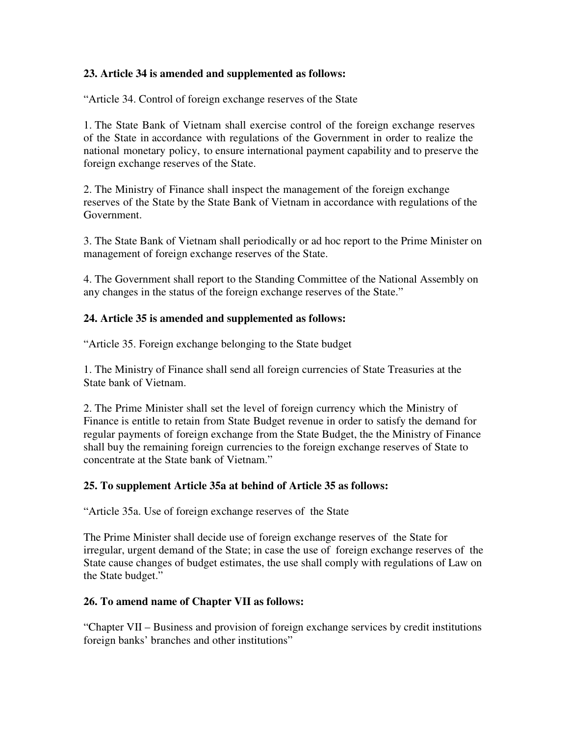**23. Article 34 is amended and supplemented as follows:**

"Article 34. Control of foreign exchange reserves of the State

1. The State Bank of Vietnam shall exercise control of the foreign exchange reserves of the State in accordance with regulations of the Government in order to realize the national monetary policy, to ensure international payment capability and to preserve the foreign exchange reserves of the State.

2. The Ministry of Finance shall inspect the management of the foreign exchange reserves of the State by the State Bank of Vietnam in accordance with regulations of the Government.

3. The State Bank of Vietnam shall periodically or ad hoc report to the Prime Minister on management of foreign exchange reserves of the State.

4. The Government shall report to the Standing Committee of the National Assembly on any changes in the status of the foreign exchange reserves of the State."

**24. Article 35 is amended and supplemented as follows:**

"Article 35. Foreign exchange belonging to the State budget

1. The Ministry of Finance shall send all foreign currencies of State Treasuries at the State bank of Vietnam.

2. The Prime Minister shall set the level of foreign currency which the Ministry of Finance is entitle to retain from State Budget revenue in order to satisfy the demand for regular payments of foreign exchange from the State Budget, the the Ministry of Finance shall buy the remaining foreign currencies to the foreign exchange reserves of State to concentrate at the State bank of Vietnam."

**25. To supplement Article 35a at behind of Article 35 as follows:**

"Article 35a. Use of foreign exchange reserves of the State

The Prime Minister shall decide use of foreign exchange reserves of the State for irregular, urgent demand of the State; in case the use of foreign exchange reserves of the State cause changes of budget estimates, the use shall comply with regulations of Law on the State budget."

**26. To amend name of Chapter VII as follows:**

"Chapter VII – Business and provision of foreign exchange services by credit institutions foreign banks' branches and other institutions"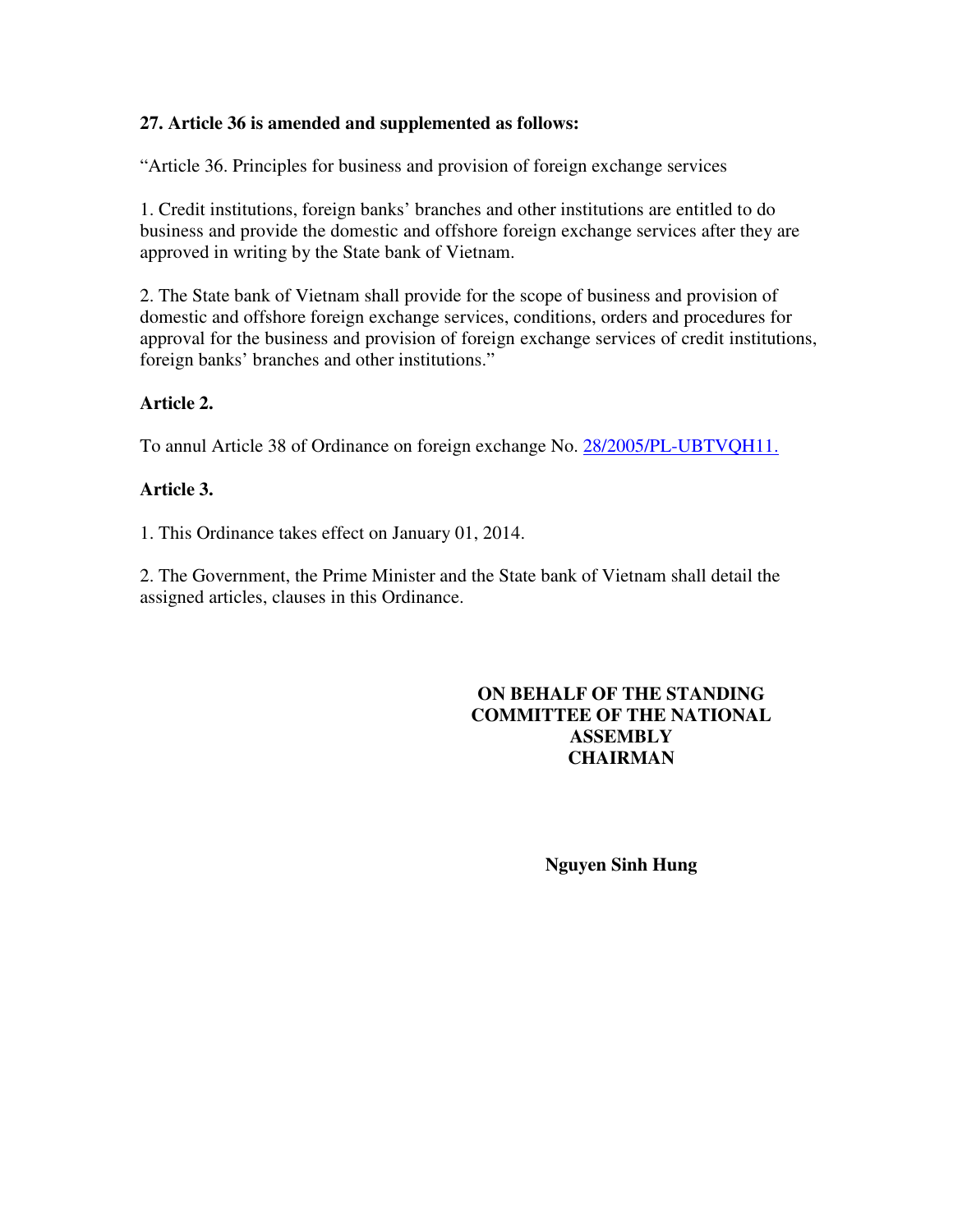**27. Article 36 is amended and supplemented as follows:**

"Article 36. Principles for business and provision of foreign exchange services

1. Credit institutions, foreign banks' branches and other institutions are entitled to do business and provide the domestic and offshore foreign exchange services after they are approved in writing by the State bank of Vietnam.

2. The State bank of Vietnam shall provide for the scope of business and provision of domestic and offshore foreign exchange services, conditions, orders and procedures for approval for the business and provision of foreign exchange services of credit institutions, foreign banks' branches and other institutions."

**Article 2.**

To annul Article 38 of Ordinance on foreign exchange No. 28/2005/PL-UBTVQH11.

**Article 3.**

1. This Ordinance takes effect on January 01, 2014.

2. The Government, the Prime Minister and the State bank of Vietnam shall detail the assigned articles, clauses in this Ordinance.

**ON BEHALF OF THE STANDING COMMITTEE OF THE NATIONAL ASSEMBLY**
**CHAIRMAN**

**Nguyen Sinh Hung**